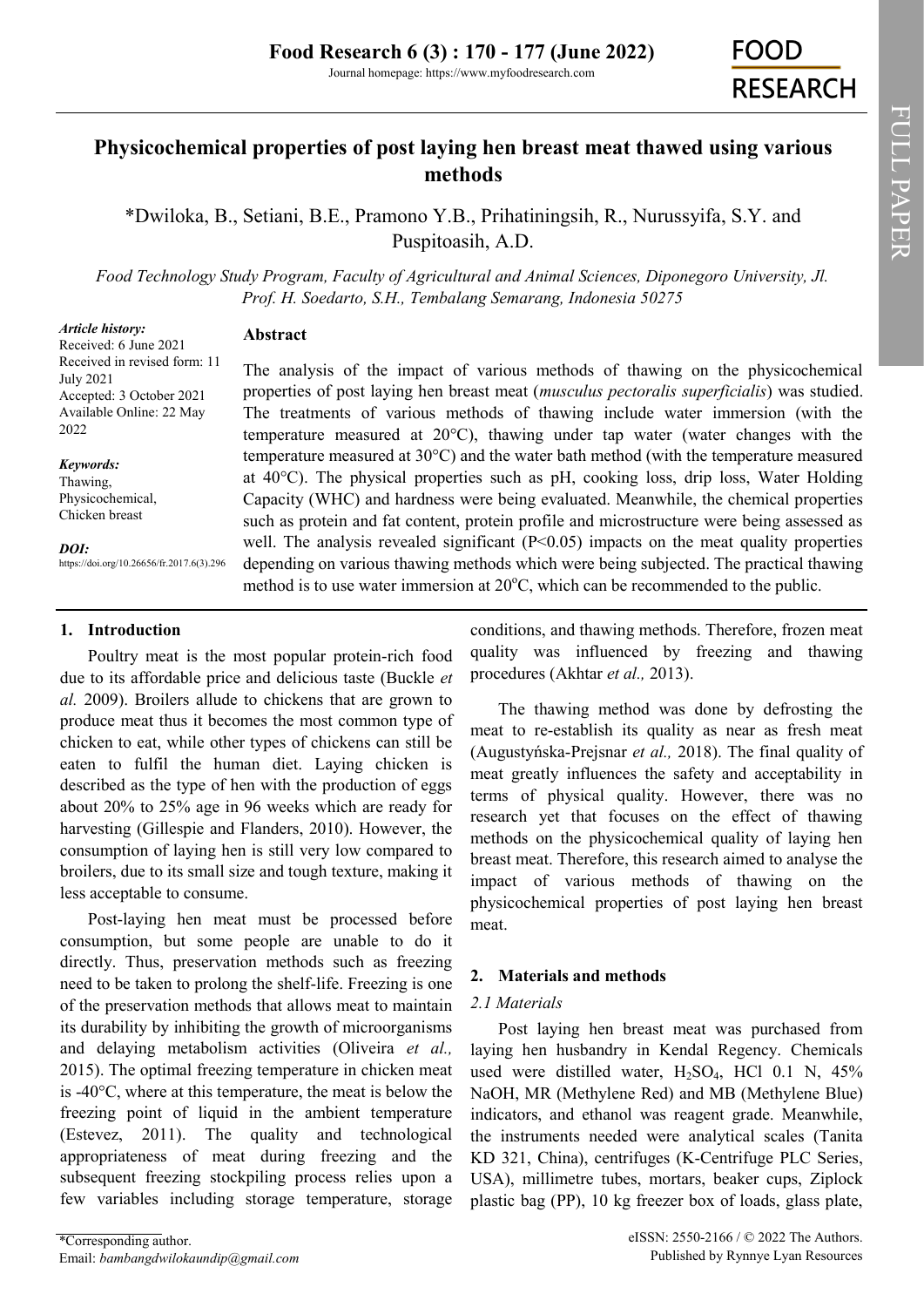# Physicochemical properties of post laying hen breast meat thawed using various methods

*Dwiloka, B., Setiani, B.E., Pramono Y.B., Prihatiningsih, R., Nurussyifa, S.Y. and Puspitoasih, A.D.

*Food Technology Study Program, Faculty of Agricultural and Animal Sciences, Diponegoro University, Jl. Prof. H. Soedarto, S.H., Tembalang Semarang, Indonesia 50275*

*Article history:*
Received: 6 June 2021
Received in revised form: 11 July 2021
Accepted: 3 October 2021
Available Online: 22 May 2022

*Keywords:*
Thawing,
Physicochemical,
Chicken breast

*DOI:*
https://doi.org/10.26656/fr.2017.6(3).296

## Abstract

The analysis of the impact of various methods of thawing on the physicochemical properties of post laying hen breast meat (*musculus pectoralis superficialis*) was studied. The treatments of various methods of thawing include water immersion (with the temperature measured at 20°C), thawing under tap water (water changes with the temperature measured at 30°C) and the water bath method (with the temperature measured at 40°C). The physical properties such as pH, cooking loss, drip loss, Water Holding Capacity (WHC) and hardness were being evaluated. Meanwhile, the chemical properties such as protein and fat content, protein profile and microstructure were being assessed as well. The analysis revealed significant ($P<0.05$) impacts on the meat quality properties depending on various thawing methods which were being subjected. The practical thawing method is to use water immersion at 20°C, which can be recommended to the public.

## 1. Introduction

Poultry meat is the most popular protein-rich food due to its affordable price and delicious taste (Buckle *et al.* 2009). Broilers allude to chickens that are grown to produce meat thus it becomes the most common type of chicken to eat, while other types of chickens can still be eaten to fulfil the human diet. Laying chicken is described as the type of hen with the production of eggs about 20% to 25% age in 96 weeks which are ready for harvesting (Gillespie and Flanders, 2010). However, the consumption of laying hen is still very low compared to broilers, due to its small size and tough texture, making it less acceptable to consume.

Post-laying hen meat must be processed before consumption, but some people are unable to do it directly. Thus, preservation methods such as freezing need to be taken to prolong the shelf-life. Freezing is one of the preservation methods that allows meat to maintain its durability by inhibiting the growth of microorganisms and delaying metabolism activities (Oliveira *et al.,* 2015). The optimal freezing temperature in chicken meat is -40°C, where at this temperature, the meat is below the freezing point of liquid in the ambient temperature (Estevez, 2011). The quality and technological appropriateness of meat during freezing and the subsequent freezing stockpiling process relies upon a few variables including storage temperature, storage conditions, and thawing methods. Therefore, frozen meat quality was influenced by freezing and thawing procedures (Akhtar *et al.,* 2013).

The thawing method was done by defrosting the meat to re-establish its quality as near as fresh meat (Augustyńska-Prejsnar *et al.,* 2018). The final quality of meat greatly influences the safety and acceptability in terms of physical quality. However, there was no research yet that focuses on the effect of thawing methods on the physicochemical quality of laying hen breast meat. Therefore, this research aimed to analyse the impact of various methods of thawing on the physicochemical properties of post laying hen breast meat.

## 2. Materials and methods

### 2.1 Materials

Post laying hen breast meat was purchased from laying hen husbandry in Kendal Regency. Chemicals used were distilled water, $H_2SO_4$, HCl 0.1 N, 45% NaOH, MR (Methylene Red) and MB (Methylene Blue) indicators, and ethanol was reagent grade. Meanwhile, the instruments needed were analytical scales (Tanita KD 321, China), centrifuges (K-Centrifuge PLC Series, USA), millimetre tubes, mortars, beaker cups, Ziplock plastic bag (PP), 10 kg freezer box of loads, glass plate,

*Corresponding author.
Email: *bambangdwilokaundip@gmail.com*

eISSN: 2550-2166 / © 2022 The Authors.
Published by Rynnye Lyan Resources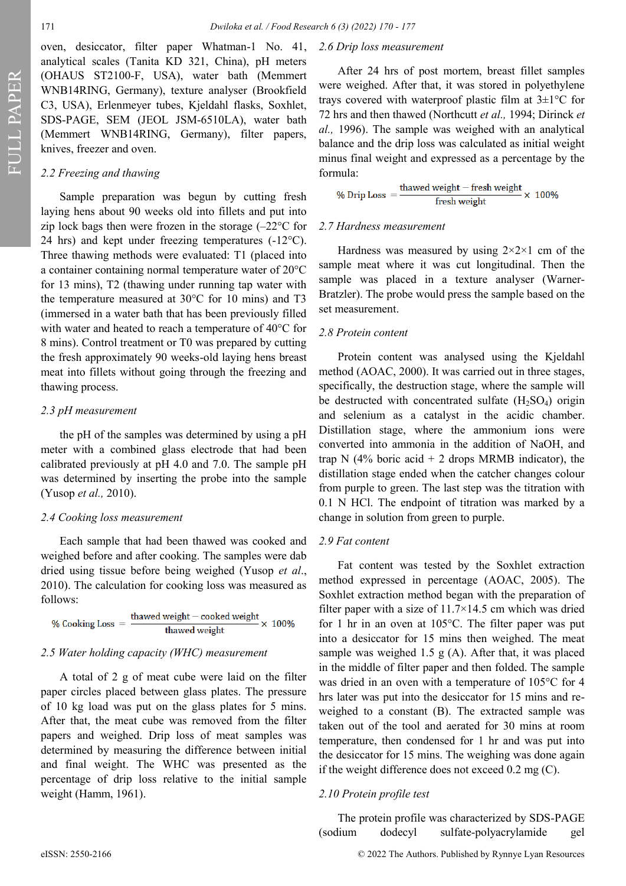oven, desiccator, filter paper Whatman-1 No. 41, analytical scales (Tanita KD 321, China), pH meters (OHAUS ST2100-F, USA), water bath (Memmert WNB14RING, Germany), texture analyser (Brookfield C3, USA), Erlenmeyer tubes, Kjeldahl flasks, Soxhlet, SDS-PAGE, SEM (JEOL JSM-6510LA), water bath (Memmert WNB14RING, Germany), filter papers, knives, freezer and oven.

### *2.2 Freezing and thawing*

Sample preparation was begun by cutting fresh laying hens about 90 weeks old into fillets and put into zip lock bags then were frozen in the storage (–22°C for 24 hrs) and kept under freezing temperatures (-12°C). Three thawing methods were evaluated: T1 (placed into a container containing normal temperature water of 20°C for 13 mins), T2 (thawing under running tap water with the temperature measured at 30°C for 10 mins) and T3 (immersed in a water bath that has been previously filled with water and heated to reach a temperature of 40°C for 8 mins). Control treatment or T0 was prepared by cutting the fresh approximately 90 weeks-old laying hens breast meat into fillets without going through the freezing and thawing process.

### *2.3 pH measurement*

the pH of the samples was determined by using a pH meter with a combined glass electrode that had been calibrated previously at pH 4.0 and 7.0. The sample pH was determined by inserting the probe into the sample (Yusop *et al.,* 2010).

### *2.4 Cooking loss measurement*

Each sample that had been thawed was cooked and weighed before and after cooking. The samples were dab dried using tissue before being weighed (Yusop *et al*., 2010). The calculation for cooking loss was measured as follows:

$$\%\ \text{Cooking Loss} = \frac{\text{thawed weight} - \text{cooked weight}}{\text{thawed weight}} \times 100\%$$

### *2.5 Water holding capacity (WHC) measurement*

A total of 2 g of meat cube were laid on the filter paper circles placed between glass plates. The pressure of 10 kg load was put on the glass plates for 5 mins. After that, the meat cube was removed from the filter papers and weighed. Drip loss of meat samples was determined by measuring the difference between initial and final weight. The WHC was presented as the percentage of drip loss relative to the initial sample weight (Hamm, 1961).

### *2.6 Drip loss measurement*

After 24 hrs of post mortem, breast fillet samples were weighed. After that, it was stored in polyethylene trays covered with waterproof plastic film at 3±1°C for 72 hrs and then thawed (Northcutt *et al.,* 1994; Dirinck *et al.,* 1996). The sample was weighed with an analytical balance and the drip loss was calculated as initial weight minus final weight and expressed as a percentage by the formula:

$$\%\ \text{Drip Loss} = \frac{\text{thawed weight} - \text{fresh weight}}{\text{fresh weight}} \times 100\%$$

### *2.7 Hardness measurement*

Hardness was measured by using 2×2×1 cm of the sample meat where it was cut longitudinal. Then the sample was placed in a texture analyser (Warner-Bratzler). The probe would press the sample based on the set measurement.

### *2.8 Protein content*

Protein content was analysed using the Kjeldahl method (AOAC, 2000). It was carried out in three stages, specifically, the destruction stage, where the sample will be destructed with concentrated sulfate ($H_2SO_4$) origin and selenium as a catalyst in the acidic chamber. Distillation stage, where the ammonium ions were converted into ammonia in the addition of NaOH, and trap N (4% boric acid + 2 drops MRMB indicator), the distillation stage ended when the catcher changes colour from purple to green. The last step was the titration with 0.1 N HCl. The endpoint of titration was marked by a change in solution from green to purple.

### *2.9 Fat content*

Fat content was tested by the Soxhlet extraction method expressed in percentage (AOAC, 2005). The Soxhlet extraction method began with the preparation of filter paper with a size of 11.7×14.5 cm which was dried for 1 hr in an oven at 105°C. The filter paper was put into a desiccator for 15 mins then weighed. The meat sample was weighed 1.5 g (A). After that, it was placed in the middle of filter paper and then folded. The sample was dried in an oven with a temperature of 105°C for 4 hrs later was put into the desiccator for 15 mins and re-weighed to a constant (B). The extracted sample was taken out of the tool and aerated for 30 mins at room temperature, then condensed for 1 hr and was put into the desiccator for 15 mins. The weighing was done again if the weight difference does not exceed 0.2 mg (C).

### *2.10 Protein profile test*

The protein profile was characterized by SDS-PAGE (sodium dodecyl sulfate-polyacrylamide gel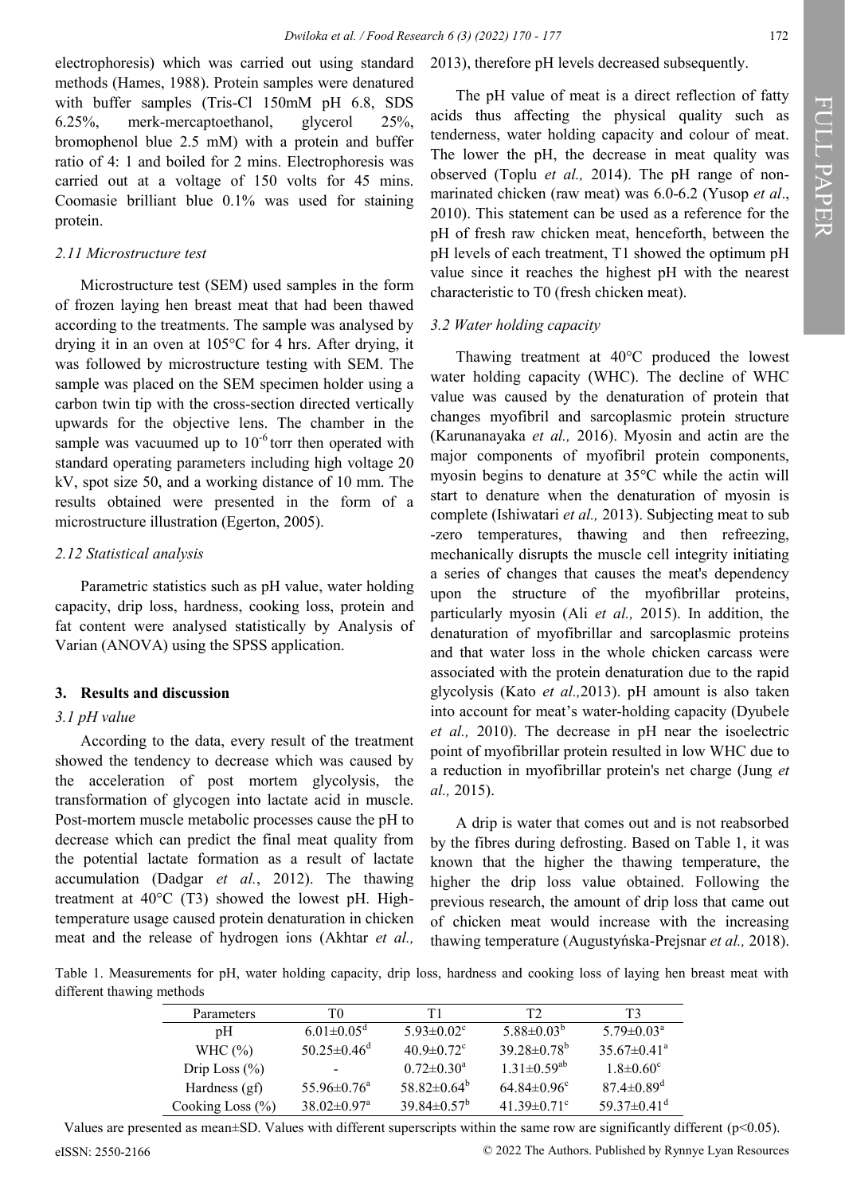electrophoresis) which was carried out using standard methods (Hames, 1988). Protein samples were denatured with buffer samples (Tris-Cl 150mM pH 6.8, SDS 6.25%, merk-mercaptoethanol, glycerol 25%, bromophenol blue 2.5 mM) with a protein and buffer ratio of 4: 1 and boiled for 2 mins. Electrophoresis was carried out at a voltage of 150 volts for 45 mins. Coomasie brilliant blue 0.1% was used for staining protein.

### *2.11 Microstructure test*

Microstructure test (SEM) used samples in the form of frozen laying hen breast meat that had been thawed according to the treatments. The sample was analysed by drying it in an oven at 105°C for 4 hrs. After drying, it was followed by microstructure testing with SEM. The sample was placed on the SEM specimen holder using a carbon twin tip with the cross-section directed vertically upwards for the objective lens. The chamber in the sample was vacuumed up to $10^{-6}$ torr then operated with standard operating parameters including high voltage 20 kV, spot size 50, and a working distance of 10 mm. The results obtained were presented in the form of a microstructure illustration (Egerton, 2005).

### *2.12 Statistical analysis*

Parametric statistics such as pH value, water holding capacity, drip loss, hardness, cooking loss, protein and fat content were analysed statistically by Analysis of Varian (ANOVA) using the SPSS application.

## 3. Results and discussion

### *3.1 pH value*

According to the data, every result of the treatment showed the tendency to decrease which was caused by the acceleration of post mortem glycolysis, the transformation of glycogen into lactate acid in muscle. Post-mortem muscle metabolic processes cause the pH to decrease which can predict the final meat quality from the potential lactate formation as a result of lactate accumulation (Dadgar *et al.*, 2012). The thawing treatment at 40°C (T3) showed the lowest pH. High-temperature usage caused protein denaturation in chicken meat and the release of hydrogen ions (Akhtar *et al.,* 2013), therefore pH levels decreased subsequently.

The pH value of meat is a direct reflection of fatty acids thus affecting the physical quality such as tenderness, water holding capacity and colour of meat. The lower the pH, the decrease in meat quality was observed (Toplu *et al.,* 2014). The pH range of non-marinated chicken (raw meat) was 6.0-6.2 (Yusop *et al*., 2010). This statement can be used as a reference for the pH of fresh raw chicken meat, henceforth, between the pH levels of each treatment, T1 showed the optimum pH value since it reaches the highest pH with the nearest characteristic to T0 (fresh chicken meat).

### *3.2 Water holding capacity*

Thawing treatment at 40°C produced the lowest water holding capacity (WHC). The decline of WHC value was caused by the denaturation of protein that changes myofibril and sarcoplasmic protein structure (Karunanayaka *et al.,* 2016). Myosin and actin are the major components of myofibril protein components, myosin begins to denature at 35°C while the actin will start to denature when the denaturation of myosin is complete (Ishiwatari *et al.,* 2013). Subjecting meat to sub -zero temperatures, thawing and then refreezing, mechanically disrupts the muscle cell integrity initiating a series of changes that causes the meat's dependency upon the structure of the myofibrillar proteins, particularly myosin (Ali *et al.,* 2015). In addition, the denaturation of myofibrillar and sarcoplasmic proteins and that water loss in the whole chicken carcass were associated with the protein denaturation due to the rapid glycolysis (Kato *et al.,*2013). pH amount is also taken into account for meat's water-holding capacity (Dyubele *et al.,* 2010). The decrease in pH near the isoelectric point of myofibrillar protein resulted in low WHC due to a reduction in myofibrillar protein's net charge (Jung *et al.,* 2015).

A drip is water that comes out and is not reabsorbed by the fibres during defrosting. Based on Table 1, it was known that the higher the thawing temperature, the higher the drip loss value obtained. Following the previous research, the amount of drip loss that came out of chicken meat would increase with the increasing thawing temperature (Augustyńska-Prejsnar *et al.,* 2018).

Table 1. Measurements for pH, water holding capacity, drip loss, hardness and cooking loss of laying hen breast meat with different thawing methods

| Parameters | T0 | T1 | T2 | T3 |
|---|---|---|---|---|
| pH | $6.01\pm0.05^{d}$ | $5.93\pm0.02^{c}$ | $5.88\pm0.03^{b}$ | $5.79\pm0.03^{a}$ |
| WHC (%) | $50.25\pm0.46^{d}$ | $40.9\pm0.72^{c}$ | $39.28\pm0.78^{b}$ | $35.67\pm0.41^{a}$ |
| Drip Loss (%) | - | $0.72\pm0.30^{a}$ | $1.31\pm0.59^{ab}$ | $1.8\pm0.60^{c}$ |
| Hardness (gf) | $55.96\pm0.76^{a}$ | $58.82\pm0.64^{b}$ | $64.84\pm0.96^{c}$ | $87.4\pm0.89^{d}$ |
| Cooking Loss (%) | $38.02\pm0.97^{a}$ | $39.84\pm0.57^{b}$ | $41.39\pm0.71^{c}$ | $59.37\pm0.41^{d}$ |

Values are presented as mean±SD. Values with different superscripts within the same row are significantly different ($p<0.05$).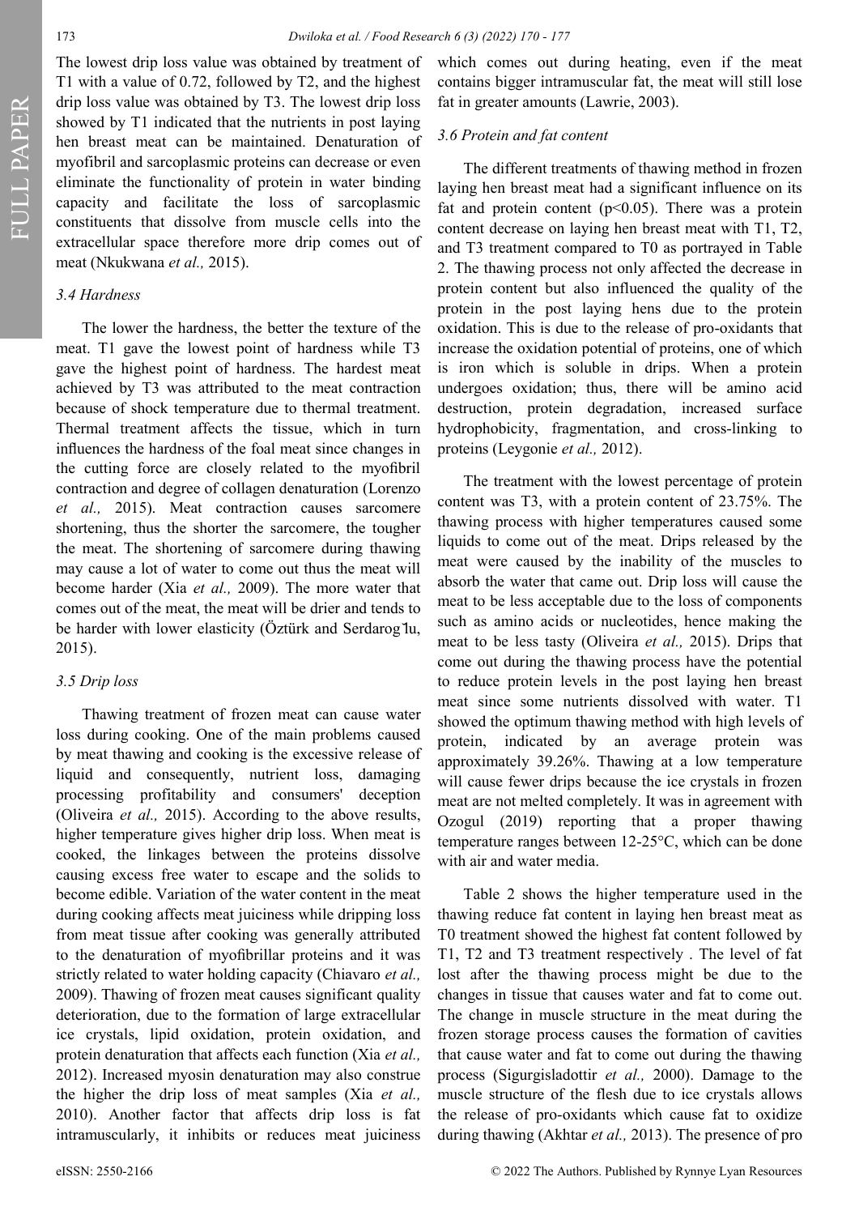The lowest drip loss value was obtained by treatment of T1 with a value of 0.72, followed by T2, and the highest drip loss value was obtained by T3. The lowest drip loss showed by T1 indicated that the nutrients in post laying hen breast meat can be maintained. Denaturation of myofibril and sarcoplasmic proteins can decrease or even eliminate the functionality of protein in water binding capacity and facilitate the loss of sarcoplasmic constituents that dissolve from muscle cells into the extracellular space therefore more drip comes out of meat (Nkukwana *et al.,* 2015).

### 3.4 Hardness

The lower the hardness, the better the texture of the meat. T1 gave the lowest point of hardness while T3 gave the highest point of hardness. The hardest meat achieved by T3 was attributed to the meat contraction because of shock temperature due to thermal treatment. Thermal treatment affects the tissue, which in turn influences the hardness of the foal meat since changes in the cutting force are closely related to the myofibril contraction and degree of collagen denaturation (Lorenzo *et al.,* 2015). Meat contraction causes sarcomere shortening, thus the shorter the sarcomere, the tougher the meat. The shortening of sarcomere during thawing may cause a lot of water to come out thus the meat will become harder (Xia *et al.,* 2009). The more water that comes out of the meat, the meat will be drier and tends to be harder with lower elasticity (Öztürk and Serdaroğlu, 2015).

### 3.5 Drip loss

Thawing treatment of frozen meat can cause water loss during cooking. One of the main problems caused by meat thawing and cooking is the excessive release of liquid and consequently, nutrient loss, damaging processing profitability and consumers' deception (Oliveira *et al.,* 2015). According to the above results, higher temperature gives higher drip loss. When meat is cooked, the linkages between the proteins dissolve causing excess free water to escape and the solids to become edible. Variation of the water content in the meat during cooking affects meat juiciness while dripping loss from meat tissue after cooking was generally attributed to the denaturation of myofibrillar proteins and it was strictly related to water holding capacity (Chiavaro *et al.,* 2009). Thawing of frozen meat causes significant quality deterioration, due to the formation of large extracellular ice crystals, lipid oxidation, protein oxidation, and protein denaturation that affects each function (Xia *et al.,* 2012). Increased myosin denaturation may also construe the higher the drip loss of meat samples (Xia *et al.,* 2010). Another factor that affects drip loss is fat intramuscularly, it inhibits or reduces meat juiciness which comes out during heating, even if the meat contains bigger intramuscular fat, the meat will still lose fat in greater amounts (Lawrie, 2003).

### 3.6 Protein and fat content

The different treatments of thawing method in frozen laying hen breast meat had a significant influence on its fat and protein content ($p<0.05$). There was a protein content decrease on laying hen breast meat with T1, T2, and T3 treatment compared to T0 as portrayed in Table 2. The thawing process not only affected the decrease in protein content but also influenced the quality of the protein in the post laying hens due to the protein oxidation. This is due to the release of pro-oxidants that increase the oxidation potential of proteins, one of which is iron which is soluble in drips. When a protein undergoes oxidation; thus, there will be amino acid destruction, protein degradation, increased surface hydrophobicity, fragmentation, and cross-linking to proteins (Leygonie *et al.,* 2012).

The treatment with the lowest percentage of protein content was T3, with a protein content of 23.75%. The thawing process with higher temperatures caused some liquids to come out of the meat. Drips released by the meat were caused by the inability of the muscles to absorb the water that came out. Drip loss will cause the meat to be less acceptable due to the loss of components such as amino acids or nucleotides, hence making the meat to be less tasty (Oliveira *et al.,* 2015). Drips that come out during the thawing process have the potential to reduce protein levels in the post laying hen breast meat since some nutrients dissolved with water. T1 showed the optimum thawing method with high levels of protein, indicated by an average protein was approximately 39.26%. Thawing at a low temperature will cause fewer drips because the ice crystals in frozen meat are not melted completely. It was in agreement with Ozogul (2019) reporting that a proper thawing temperature ranges between 12-25°C, which can be done with air and water media.

Table 2 shows the higher temperature used in the thawing reduce fat content in laying hen breast meat as T0 treatment showed the highest fat content followed by T1, T2 and T3 treatment respectively . The level of fat lost after the thawing process might be due to the changes in tissue that causes water and fat to come out. The change in muscle structure in the meat during the frozen storage process causes the formation of cavities that cause water and fat to come out during the thawing process (Sigurgisladottir *et al.,* 2000). Damage to the muscle structure of the flesh due to ice crystals allows the release of pro-oxidants which cause fat to oxidize during thawing (Akhtar *et al.,* 2013). The presence of pro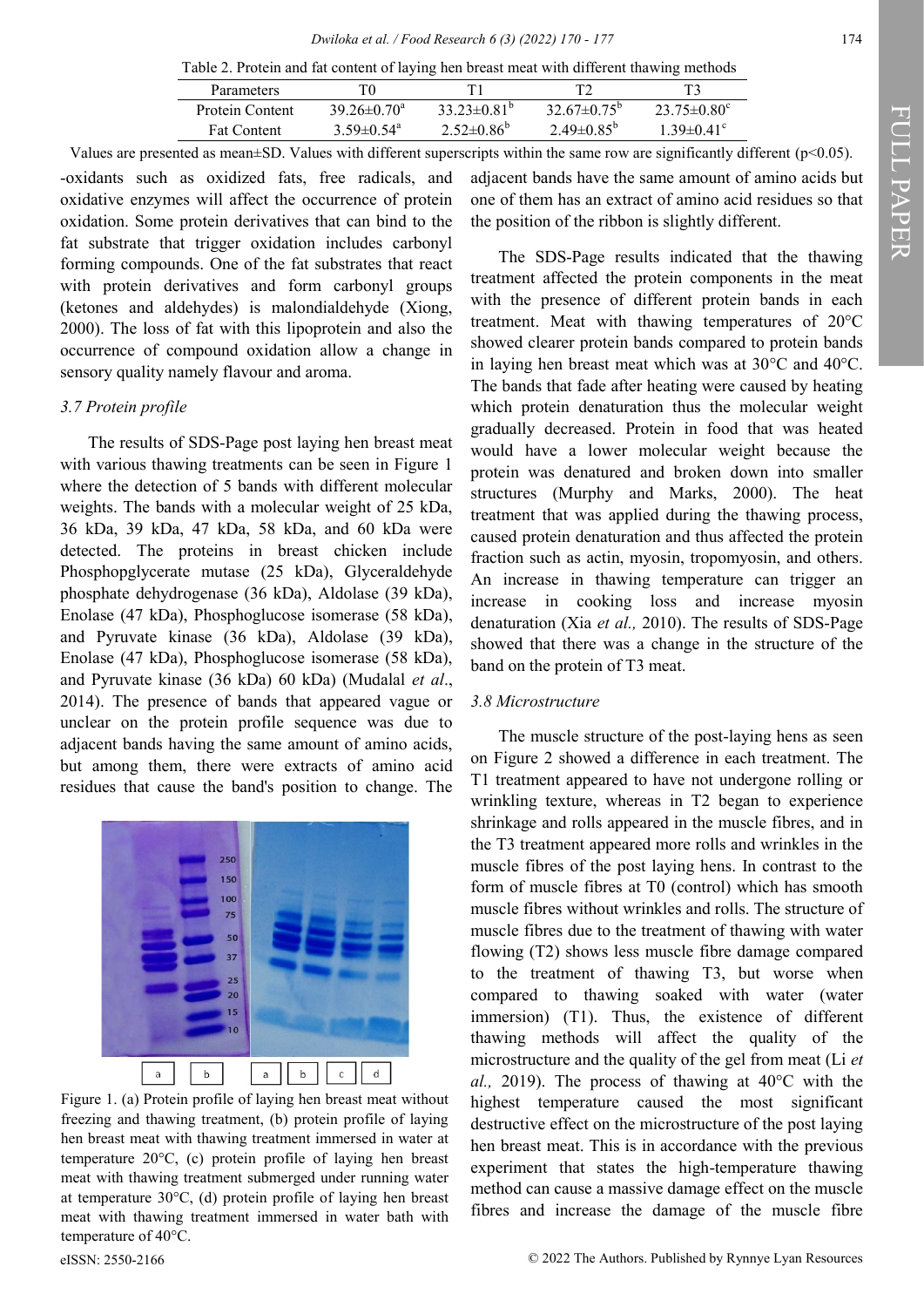Table 2. Protein and fat content of laying hen breast meat with different thawing methods

| Parameters | T0 | T1 | T2 | T3 |
|---|---|---|---|---|
| Protein Content | 39.26±0.70[a] | 33.23±0.81[b] | 32.67±0.75[b] | 23.75±0.80[c] |
| Fat Content | 3.59±0.54[a] | 2.52±0.86[b] | 2.49±0.85[b] | 1.39±0.41[c] |

Values are presented as mean±SD. Values with different superscripts within the same row are significantly different ($p<0.05$).

-oxidants such as oxidized fats, free radicals, and oxidative enzymes will affect the occurrence of protein oxidation. Some protein derivatives that can bind to the fat substrate that trigger oxidation includes carbonyl forming compounds. One of the fat substrates that react with protein derivatives and form carbonyl groups (ketones and aldehydes) is malondialdehyde (Xiong, 2000). The loss of fat with this lipoprotein and also the occurrence of compound oxidation allow a change in sensory quality namely flavour and aroma.

### *3.7 Protein profile*

The results of SDS-Page post laying hen breast meat with various thawing treatments can be seen in Figure 1 where the detection of 5 bands with different molecular weights. The bands with a molecular weight of 25 kDa, 36 kDa, 39 kDa, 47 kDa, 58 kDa, and 60 kDa were detected. The proteins in breast chicken include Phosphopglycerate mutase (25 kDa), Glyceraldehyde phosphate dehydrogenase (36 kDa), Aldolase (39 kDa), Enolase (47 kDa), Phosphoglucose isomerase (58 kDa), and Pyruvate kinase (36 kDa), Aldolase (39 kDa), Enolase (47 kDa), Phosphoglucose isomerase (58 kDa), and Pyruvate kinase (36 kDa) 60 kDa) (Mudalal *et al*., 2014). The presence of bands that appeared vague or unclear on the protein profile sequence was due to adjacent bands having the same amount of amino acids, but among them, there were extracts of amino acid residues that cause the band's position to change. The adjacent bands have the same amount of amino acids but one of them has an extract of amino acid residues so that the position of the ribbon is slightly different.

Figure 1. (a) Protein profile of laying hen breast meat without freezing and thawing treatment, (b) protein profile of laying hen breast meat with thawing treatment immersed in water at temperature 20°C, (c) protein profile of laying hen breast meat with thawing treatment submerged under running water at temperature 30°C, (d) protein profile of laying hen breast meat with thawing treatment immersed in water bath with temperature of 40°C.

The SDS-Page results indicated that the thawing treatment affected the protein components in the meat with the presence of different protein bands in each treatment. Meat with thawing temperatures of 20°C showed clearer protein bands compared to protein bands in laying hen breast meat which was at 30°C and 40°C. The bands that fade after heating were caused by heating which protein denaturation thus the molecular weight gradually decreased. Protein in food that was heated would have a lower molecular weight because the protein was denatured and broken down into smaller structures (Murphy and Marks, 2000). The heat treatment that was applied during the thawing process, caused protein denaturation and thus affected the protein fraction such as actin, myosin, tropomyosin, and others. An increase in thawing temperature can trigger an increase in cooking loss and increase myosin denaturation (Xia *et al.,* 2010). The results of SDS-Page showed that there was a change in the structure of the band on the protein of T3 meat.

### *3.8 Microstructure*

The muscle structure of the post-laying hens as seen on Figure 2 showed a difference in each treatment. The T1 treatment appeared to have not undergone rolling or wrinkling texture, whereas in T2 began to experience shrinkage and rolls appeared in the muscle fibres, and in the T3 treatment appeared more rolls and wrinkles in the muscle fibres of the post laying hens. In contrast to the form of muscle fibres at T0 (control) which has smooth muscle fibres without wrinkles and rolls. The structure of muscle fibres due to the treatment of thawing with water flowing (T2) shows less muscle fibre damage compared to the treatment of thawing T3, but worse when compared to thawing soaked with water (water immersion) (T1). Thus, the existence of different thawing methods will affect the quality of the microstructure and the quality of the gel from meat (Li *et al.,* 2019). The process of thawing at 40°C with the highest temperature caused the most significant destructive effect on the microstructure of the post laying hen breast meat. This is in accordance with the previous experiment that states the high-temperature thawing method can cause a massive damage effect on the muscle fibres and increase the damage of the muscle fibre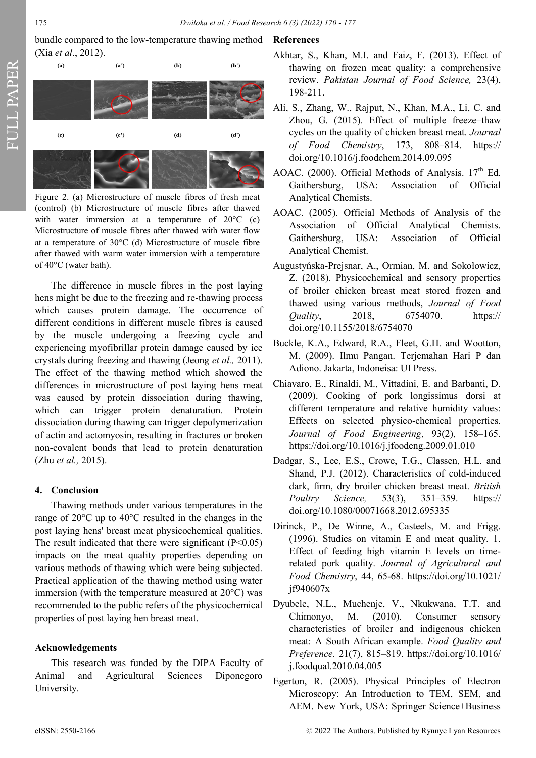bundle compared to the low-temperature thawing method (Xia *et al*., 2012).

Figure 2. (a) Microstructure of muscle fibres of fresh meat (control) (b) Microstructure of muscle fibres after thawed with water immersion at a temperature of 20°C (c) Microstructure of muscle fibres after thawed with water flow at a temperature of 30°C (d) Microstructure of muscle fibre after thawed with warm water immersion with a temperature of 40°C (water bath).

The difference in muscle fibres in the post laying hens might be due to the freezing and re-thawing process which causes protein damage. The occurrence of different conditions in different muscle fibres is caused by the muscle undergoing a freezing cycle and experiencing myofibrillar protein damage caused by ice crystals during freezing and thawing (Jeong *et al.,* 2011). The effect of the thawing method which showed the differences in microstructure of post laying hens meat was caused by protein dissociation during thawing, which can trigger protein denaturation. Protein dissociation during thawing can trigger depolymerization of actin and actomyosin, resulting in fractures or broken non-covalent bonds that lead to protein denaturation (Zhu *et al.,* 2015).

## 4. Conclusion

Thawing methods under various temperatures in the range of 20°C up to 40°C resulted in the changes in the post laying hens' breast meat physicochemical qualities. The result indicated that there were significant ($P<0.05$) impacts on the meat quality properties depending on various methods of thawing which were being subjected. Practical application of the thawing method using water immersion (with the temperature measured at 20°C) was recommended to the public refers of the physicochemical properties of post laying hen breast meat.

## Acknowledgements

This research was funded by the DIPA Faculty of Animal and Agricultural Sciences Diponegoro University.

## References

Akhtar, S., Khan, M.I. and Faiz, F. (2013). Effect of thawing on frozen meat quality: a comprehensive review. *Pakistan Journal of Food Science,* 23(4), 198-211.

Ali, S., Zhang, W., Rajput, N., Khan, M.A., Li, C. and Zhou, G. (2015). Effect of multiple freeze–thaw cycles on the quality of chicken breast meat. *Journal of Food Chemistry*, 173, 808–814. https://doi.org/10.1016/j.foodchem.2014.09.095

AOAC. (2000). Official Methods of Analysis. 17th Ed. Gaithersburg, USA: Association of Official Analytical Chemists.

AOAC. (2005). Official Methods of Analysis of the Association of Official Analytical Chemists. Gaithersburg, USA: Association of Official Analytical Chemist.

Augustyńska-Prejsnar, A., Ormian, M. and Sokołowicz, Z. (2018). Physicochemical and sensory properties of broiler chicken breast meat stored frozen and thawed using various methods, *Journal of Food Quality*, 2018, 6754070. https://doi.org/10.1155/2018/6754070

Buckle, K.A., Edward, R.A., Fleet, G.H. and Wootton, M. (2009). Ilmu Pangan. Terjemahan Hari P dan Adiono. Jakarta, Indoneisa: UI Press.

Chiavaro, E., Rinaldi, M., Vittadini, E. and Barbanti, D. (2009). Cooking of pork longissimus dorsi at different temperature and relative humidity values: Effects on selected physico-chemical properties. *Journal of Food Engineering*, 93(2), 158–165. https://doi.org/10.1016/j.jfoodeng.2009.01.010

Dadgar, S., Lee, E.S., Crowe, T.G., Classen, H.L. and Shand, P.J. (2012). Characteristics of cold-induced dark, firm, dry broiler chicken breast meat. *British Poultry Science,* 53(3), 351–359. https://doi.org/10.1080/00071668.2012.695335

Dirinck, P., De Winne, A., Casteels, M. and Frigg. (1996). Studies on vitamin E and meat quality. 1. Effect of feeding high vitamin E levels on time-related pork quality. *Journal of Agricultural and Food Chemistry*, 44, 65-68. https://doi.org/10.1021/jf940607x

Dyubele, N.L., Muchenje, V., Nkukwana, T.T. and Chimonyo, M. (2010). Consumer sensory characteristics of broiler and indigenous chicken meat: A South African example. *Food Quality and Preference*. 21(7), 815–819. https://doi.org/10.1016/j.foodqual.2010.04.005

Egerton, R. (2005). Physical Principles of Electron Microscopy: An Introduction to TEM, SEM, and AEM. New York, USA: Springer Science+Business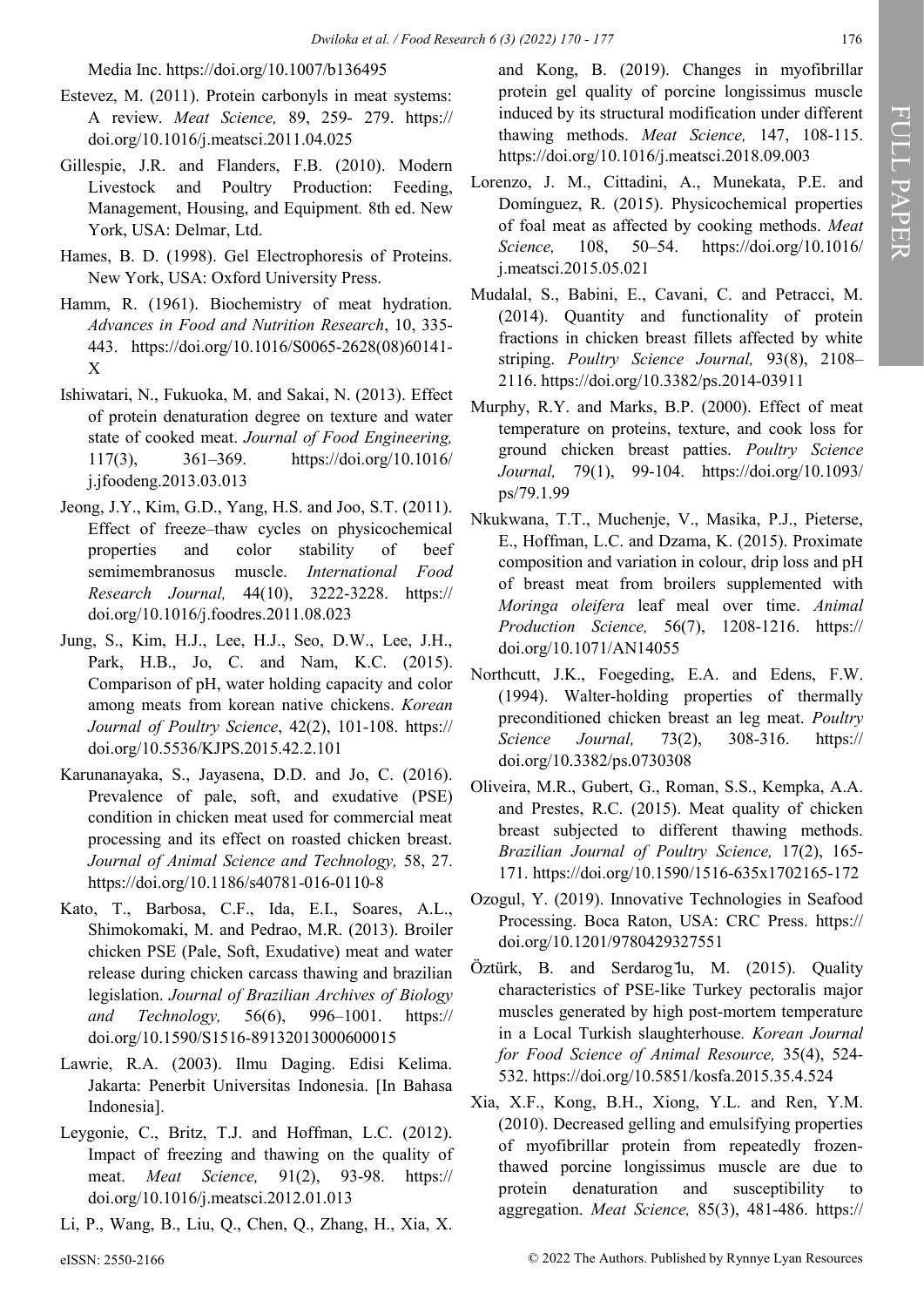Media Inc. https://doi.org/10.1007/b136495

Estevez, M. (2011). Protein carbonyls in meat systems: A review. *Meat Science,* 89, 259- 279. https://doi.org/10.1016/j.meatsci.2011.04.025

Gillespie, J.R. and Flanders, F.B. (2010). Modern Livestock and Poultry Production: Feeding, Management, Housing, and Equipment*.* 8th ed. New York, USA: Delmar, Ltd.

Hames, B. D. (1998). Gel Electrophoresis of Proteins. New York, USA: Oxford University Press.

Hamm, R. (1961). Biochemistry of meat hydration. *Advances in Food and Nutrition Research*, 10, 335-443. https://doi.org/10.1016/S0065-2628(08)60141-X

Ishiwatari, N., Fukuoka, M. and Sakai, N. (2013). Effect of protein denaturation degree on texture and water state of cooked meat. *Journal of Food Engineering,* 117(3), 361–369. https://doi.org/10.1016/j.jfoodeng.2013.03.013

Jeong, J.Y., Kim, G.D., Yang, H.S. and Joo, S.T. (2011). Effect of freeze–thaw cycles on physicochemical properties and color stability of beef semimembranosus muscle. *International Food Research Journal,* 44(10), 3222-3228. https://doi.org/10.1016/j.foodres.2011.08.023

Jung, S., Kim, H.J., Lee, H.J., Seo, D.W., Lee, J.H., Park, H.B., Jo, C. and Nam, K.C. (2015). Comparison of pH, water holding capacity and color among meats from korean native chickens. *Korean Journal of Poultry Science*, 42(2), 101-108. https://doi.org/10.5536/KJPS.2015.42.2.101

Karunanayaka, S., Jayasena, D.D. and Jo, C. (2016). Prevalence of pale, soft, and exudative (PSE) condition in chicken meat used for commercial meat processing and its effect on roasted chicken breast. *Journal of Animal Science and Technology,* 58, 27. https://doi.org/10.1186/s40781-016-0110-8

Kato, T., Barbosa, C.F., Ida, E.I., Soares, A.L., Shimokomaki, M. and Pedrao, M.R. (2013). Broiler chicken PSE (Pale, Soft, Exudative) meat and water release during chicken carcass thawing and brazilian legislation. *Journal of Brazilian Archives of Biology and Technology,* 56(6), 996–1001. https://doi.org/10.1590/S1516-89132013000600015

Lawrie, R.A. (2003). Ilmu Daging. Edisi Kelima. Jakarta: Penerbit Universitas Indonesia. [In Bahasa Indonesia].

Leygonie, C., Britz, T.J. and Hoffman, L.C. (2012). Impact of freezing and thawing on the quality of meat. *Meat Science,* 91(2), 93-98. https://doi.org/10.1016/j.meatsci.2012.01.013

Li, P., Wang, B., Liu, Q., Chen, Q., Zhang, H., Xia, X. and Kong, B. (2019). Changes in myofibrillar protein gel quality of porcine longissimus muscle induced by its structural modification under different thawing methods. *Meat Science,* 147, 108-115. https://doi.org/10.1016/j.meatsci.2018.09.003

Lorenzo, J. M., Cittadini, A., Munekata, P.E. and Domínguez, R. (2015). Physicochemical properties of foal meat as affected by cooking methods. *Meat Science,* 108, 50–54. https://doi.org/10.1016/j.meatsci.2015.05.021

Mudalal, S., Babini, E., Cavani, C. and Petracci, M. (2014). Quantity and functionality of protein fractions in chicken breast fillets affected by white striping. *Poultry Science Journal,* 93(8), 2108–2116. https://doi.org/10.3382/ps.2014-03911

Murphy, R.Y. and Marks, B.P. (2000). Effect of meat temperature on proteins, texture, and cook loss for ground chicken breast patties. *Poultry Science Journal,* 79(1), 99-104. https://doi.org/10.1093/ps/79.1.99

Nkukwana, T.T., Muchenje, V., Masika, P.J., Pieterse, E., Hoffman, L.C. and Dzama, K. (2015). Proximate composition and variation in colour, drip loss and pH of breast meat from broilers supplemented with *Moringa oleifera* leaf meal over time. *Animal Production Science,* 56(7), 1208-1216. https://doi.org/10.1071/AN14055

Northcutt, J.K., Foegeding, E.A. and Edens, F.W. (1994). Walter-holding properties of thermally preconditioned chicken breast an leg meat. *Poultry Science Journal,* 73(2), 308-316. https://doi.org/10.3382/ps.0730308

Oliveira, M.R., Gubert, G., Roman, S.S., Kempka, A.A. and Prestes, R.C. (2015). Meat quality of chicken breast subjected to different thawing methods. *Brazilian Journal of Poultry Science,* 17(2), 165-171. https://doi.org/10.1590/1516-635x1702165-172

Ozogul, Y. (2019). Innovative Technologies in Seafood Processing. Boca Raton, USA: CRC Press. https://doi.org/10.1201/9780429327551

Öztürk, B. and Serdarog̃lu, M. (2015). Quality characteristics of PSE-like Turkey pectoralis major muscles generated by high post-mortem temperature in a Local Turkish slaughterhouse*. Korean Journal for Food Science of Animal Resource,* 35(4), 524-532. https://doi.org/10.5851/kosfa.2015.35.4.524

Xia, X.F., Kong, B.H., Xiong, Y.L. and Ren, Y.M. (2010). Decreased gelling and emulsifying properties of myofibrillar protein from repeatedly frozen-thawed porcine longissimus muscle are due to protein denaturation and susceptibility to aggregation. *Meat Science,* 85(3), 481-486. https://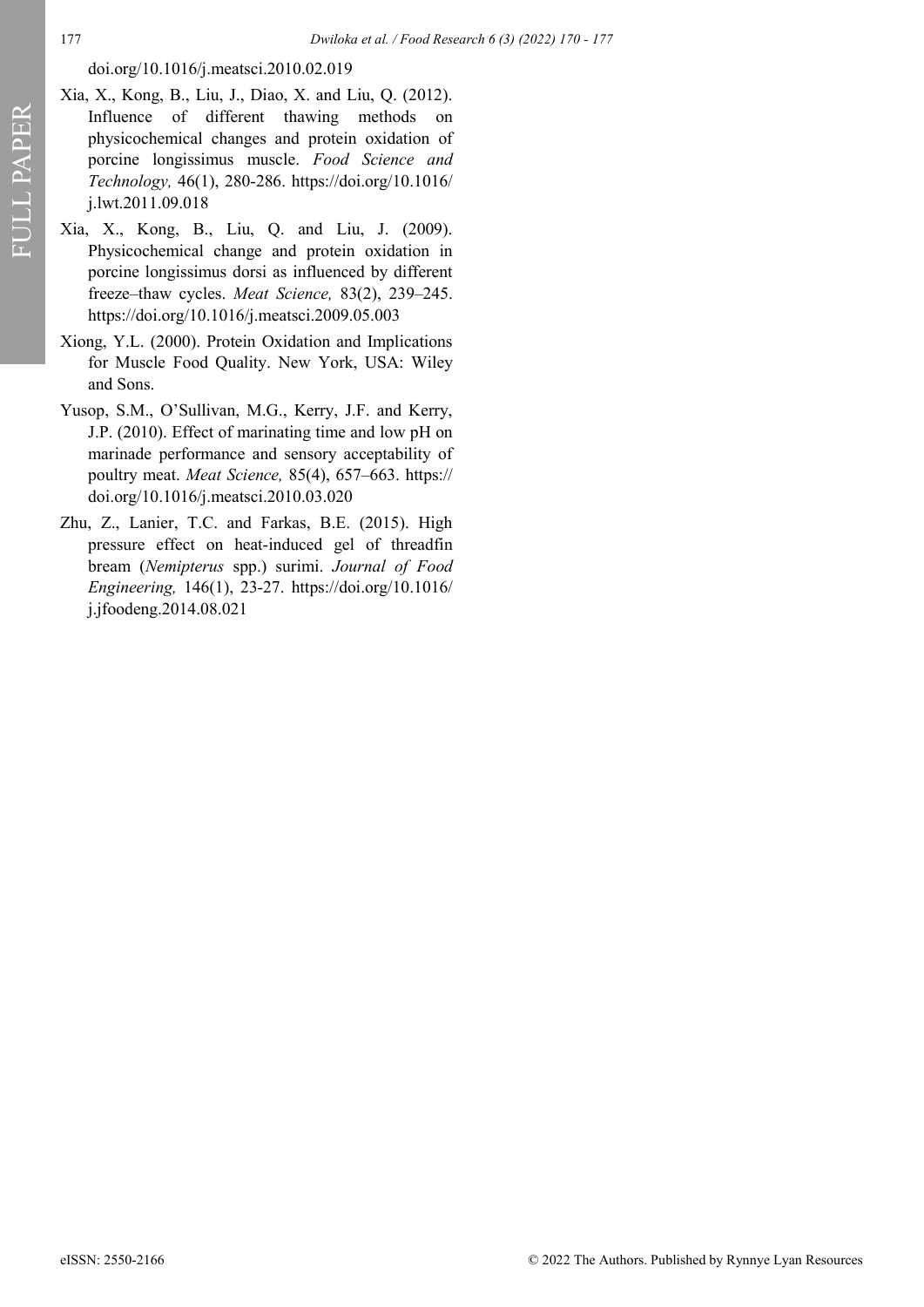doi.org/10.1016/j.meatsci.2010.02.019

Xia, X., Kong, B., Liu, J., Diao, X. and Liu, Q. (2012). Influence of different thawing methods on physicochemical changes and protein oxidation of porcine longissimus muscle. *Food Science and Technology,* 46(1), 280-286. https://doi.org/10.1016/j.lwt.2011.09.018

Xia, X., Kong, B., Liu, Q. and Liu, J. (2009). Physicochemical change and protein oxidation in porcine longissimus dorsi as influenced by different freeze–thaw cycles. *Meat Science,* 83(2), 239–245. https://doi.org/10.1016/j.meatsci.2009.05.003

Xiong, Y.L. (2000). Protein Oxidation and Implications for Muscle Food Quality. New York, USA: Wiley and Sons.

Yusop, S.M., O'Sullivan, M.G., Kerry, J.F. and Kerry, J.P. (2010). Effect of marinating time and low pH on marinade performance and sensory acceptability of poultry meat. *Meat Science,* 85(4), 657–663. https://doi.org/10.1016/j.meatsci.2010.03.020

Zhu, Z., Lanier, T.C. and Farkas, B.E. (2015). High pressure effect on heat-induced gel of threadfin bream (*Nemipterus* spp.) surimi. *Journal of Food Engineering,* 146(1), 23-27. https://doi.org/10.1016/j.jfoodeng.2014.08.021